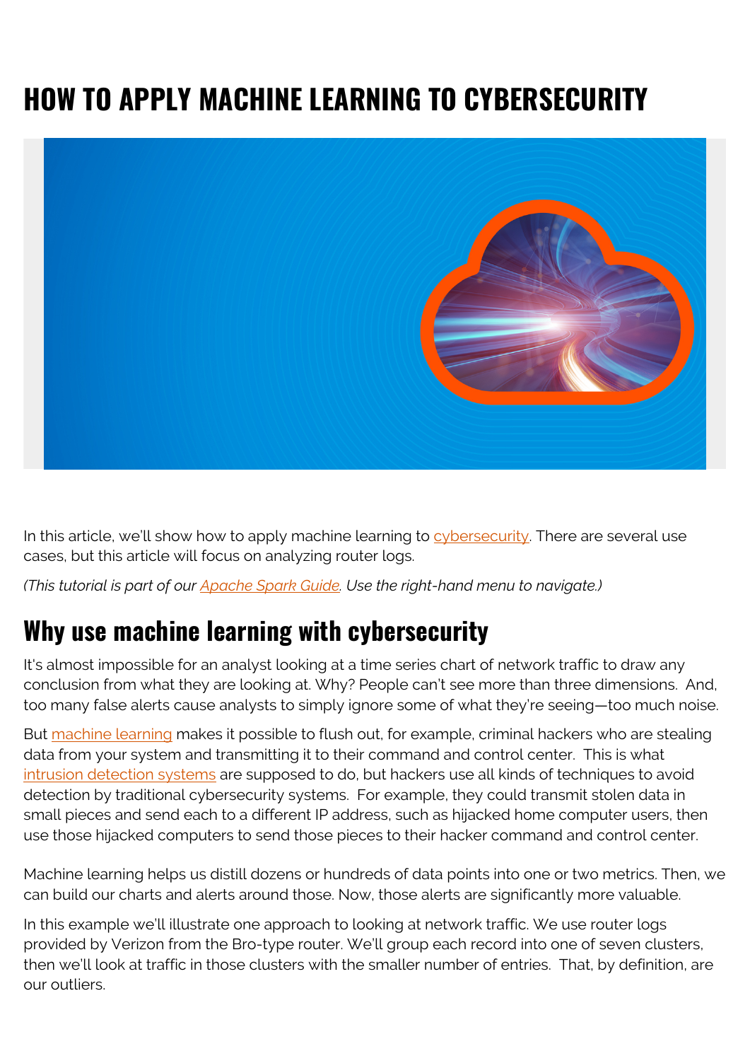# HOW TO APPLY MACHINE LEARNING TO CYBERSECURITY

In this article, we'll show how to apply machine learning to cybersecurity. There are several use cases, but this article will focus on analyzing router logs.

*(This tutorial is part of our Apache Spark Guide. Use the right-hand menu to navigate.)*

## Why use machine learning with cybersecurity

It's almost impossible for an analyst looking at a time series chart of network traffic to draw any conclusion from what they are looking at. Why? People can't see more than three dimensions. And, too many false alerts cause analysts to simply ignore some of what they're seeing—too much noise.

But machine learning makes it possible to flush out, for example, criminal hackers who are stealing data from your system and transmitting it to their command and control center. This is what intrusion detection systems are supposed to do, but hackers use all kinds of techniques to avoid detection by traditional cybersecurity systems. For example, they could transmit stolen data in small pieces and send each to a different IP address, such as hijacked home computer users, then use those hijacked computers to send those pieces to their hacker command and control center.

Machine learning helps us distill dozens or hundreds of data points into one or two metrics. Then, we can build our charts and alerts around those. Now, those alerts are significantly more valuable.

In this example we'll illustrate one approach to looking at network traffic. We use router logs provided by Verizon from the Bro-type router. We'll group each record into one of seven clusters, then we'll look at traffic in those clusters with the smaller number of entries. That, by definition, are our outliers.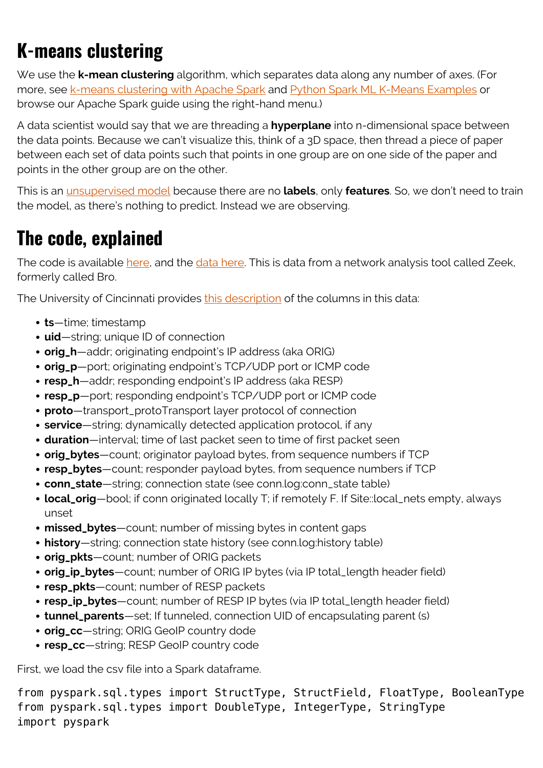# K-means clustering

We use the **k-mean clustering** algorithm, which separates data along any number of axes. (For more, see k-means clustering with Apache Spark and Python Spark ML K-Means Examples or browse our Apache Spark guide using the right-hand menu.)

A data scientist would say that we are threading a **hyperplane** into n-dimensional space between the data points. Because we can't visualize this, think of a 3D space, then thread a piece of paper between each set of data points such that points in one group are on one side of the paper and points in the other group are on the other.

This is an unsupervised model because there are no **labels**, only **features**. So, we don't need to train the model, as there's nothing to predict. Instead we are observing.

# The code, explained

The code is available here, and the data here. This is data from a network analysis tool called Zeek, formerly called Bro.

The University of Cincinnati provides this description of the columns in this data:

- **ts**—time; timestamp
- **uid**—string; unique ID of connection
- **orig_h**—addr; originating endpoint's IP address (aka ORIG)
- **orig_p**—port; originating endpoint's TCP/UDP port or ICMP code
- **resp_h**—addr; responding endpoint's IP address (aka RESP)
- **resp_p**—port; responding endpoint's TCP/UDP port or ICMP code
- **proto**—transport_protoTransport layer protocol of connection
- **service**—string; dynamically detected application protocol, if any
- **duration**—interval; time of last packet seen to time of first packet seen
- **orig_bytes**—count; originator payload bytes, from sequence numbers if TCP
- **resp_bytes**—count; responder payload bytes, from sequence numbers if TCP
- **conn_state**—string; connection state (see conn.log:conn_state table)
- **local_orig**—bool; if conn originated locally T; if remotely F. If Site::local_nets empty, always unset
- **missed_bytes**—count; number of missing bytes in content gaps
- **history**—string; connection state history (see conn.log:history table)
- **orig_pkts**—count; number of ORIG packets
- **orig_ip_bytes**—count; number of ORIG IP bytes (via IP total_length header field)
- **resp_pkts**—count; number of RESP packets
- **resp_ip_bytes**—count; number of RESP IP bytes (via IP total_length header field)
- **tunnel_parents**—set; If tunneled, connection UID of encapsulating parent (s)
- **orig_cc**—string; ORIG GeoIP country dode
- **resp_cc**—string; RESP GeoIP country code

First, we load the csv file into a Spark dataframe.

```
from pyspark.sql.types import StructType, StructField, FloatType, BooleanType
from pyspark.sql.types import DoubleType, IntegerType, StringType
import pyspark
```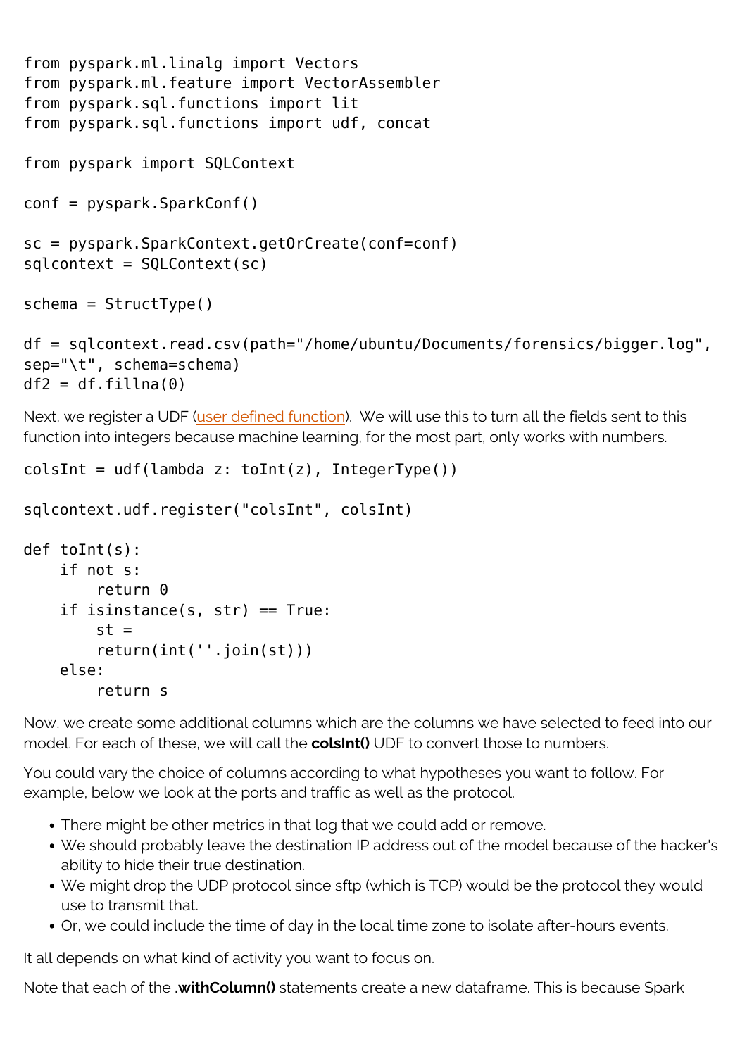```
from pyspark.ml.linalg import Vectors
from pyspark.ml.feature import VectorAssembler
from pyspark.sql.functions import lit
from pyspark.sql.functions import udf, concat

from pyspark import SQLContext

conf = pyspark.SparkConf()

sc = pyspark.SparkContext.getOrCreate(conf=conf)
sqlcontext = SQLContext(sc)

schema = StructType()

df = sqlcontext.read.csv(path="/home/ubuntu/Documents/forensics/bigger.log",
sep="\t", schema=schema)
df2 = df.fillna(0)
```

Next, we register a UDF (user defined function). We will use this to turn all the fields sent to this function into integers because machine learning, for the most part, only works with numbers.

```
colsInt = udf(lambda z: toInt(z), IntegerType())

sqlcontext.udf.register("colsInt", colsInt)

def toInt(s):
    if not s:
        return 0
    if isinstance(s, str) == True:
        st =
        return(int(''.join(st)))
    else:
        return s
```

Now, we create some additional columns which are the columns we have selected to feed into our model. For each of these, we will call the **colsInt()** UDF to convert those to numbers.

You could vary the choice of columns according to what hypotheses you want to follow. For example, below we look at the ports and traffic as well as the protocol.

- There might be other metrics in that log that we could add or remove.
- We should probably leave the destination IP address out of the model because of the hacker's ability to hide their true destination.
- We might drop the UDP protocol since sftp (which is TCP) would be the protocol they would use to transmit that.
- Or, we could include the time of day in the local time zone to isolate after-hours events.

It all depends on what kind of activity you want to focus on.

Note that each of the **.withColumn()** statements create a new dataframe. This is because Spark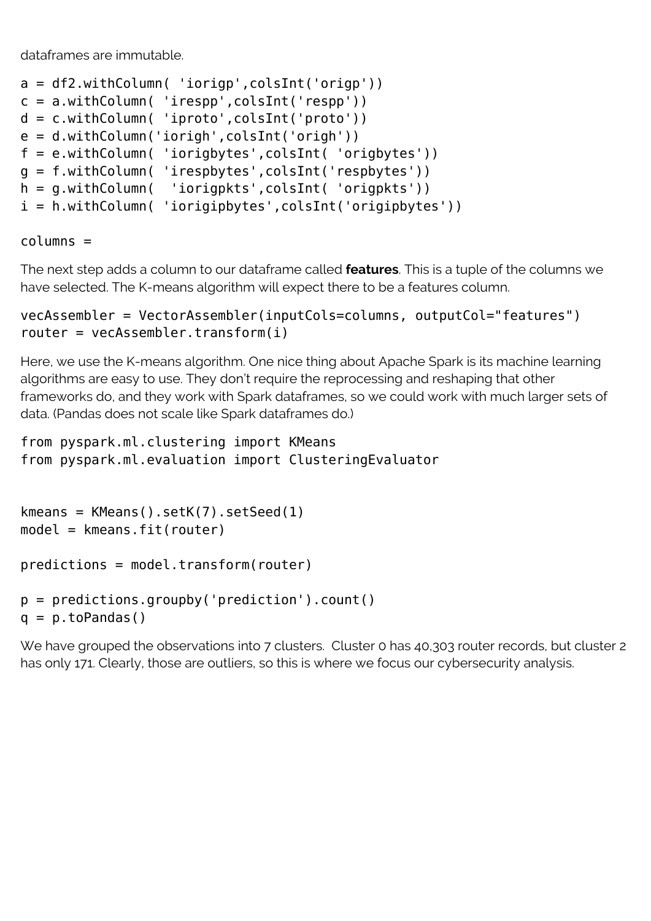dataframes are immutable.

```
a = df2.withColumn( 'iorigp',colsInt('origp'))
c = a.withColumn( 'irespp',colsInt('respp'))
d = c.withColumn( 'iproto',colsInt('proto'))
e = d.withColumn('iorigh',colsInt('origh'))
f = e.withColumn( 'iorigbytes',colsInt( 'origbytes'))
g = f.withColumn( 'irespbytes',colsInt('respbytes'))
h = g.withColumn(  'iorigpkts',colsInt( 'origpkts'))
i = h.withColumn( 'iorigipbytes',colsInt('origipbytes'))

columns =
```

The next step adds a column to our dataframe called **features**. This is a tuple of the columns we have selected. The K-means algorithm will expect there to be a features column.

```
vecAssembler = VectorAssembler(inputCols=columns, outputCol="features")
router = vecAssembler.transform(i)
```

Here, we use the K-means algorithm. One nice thing about Apache Spark is its machine learning algorithms are easy to use. They don't require the reprocessing and reshaping that other frameworks do, and they work with Spark dataframes, so we could work with much larger sets of data. (Pandas does not scale like Spark dataframes do.)

```
from pyspark.ml.clustering import KMeans
from pyspark.ml.evaluation import ClusteringEvaluator


kmeans = KMeans().setK(7).setSeed(1)
model = kmeans.fit(router)

predictions = model.transform(router)

p = predictions.groupby('prediction').count()
q = p.toPandas()
```

We have grouped the observations into 7 clusters. Cluster 0 has 40,303 router records, but cluster 2 has only 171. Clearly, those are outliers, so this is where we focus our cybersecurity analysis.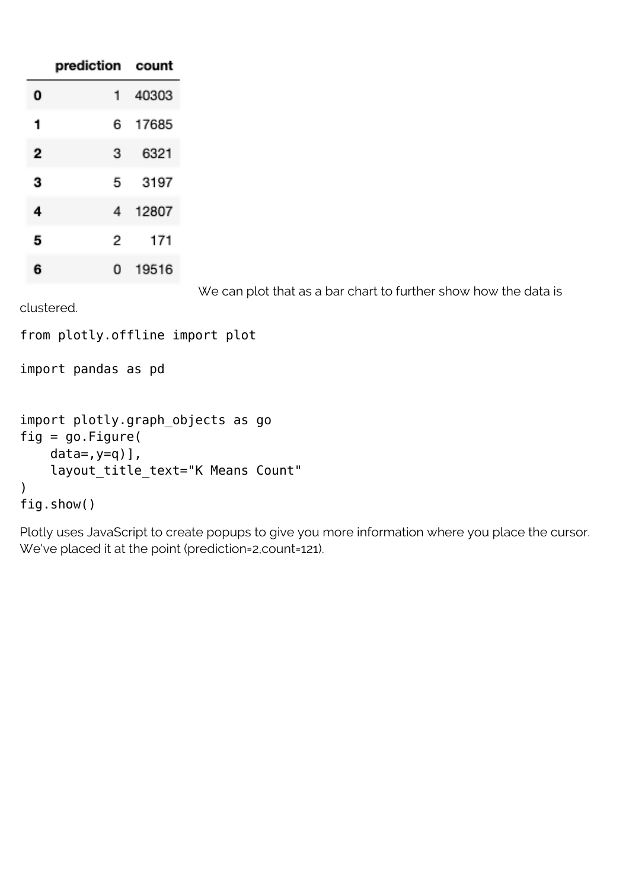|   | prediction | count |
|---|---|---|
| **0** | 1 | 40303 |
| **1** | 6 | 17685 |
| **2** | 3 | 6321 |
| **3** | 5 | 3197 |
| **4** | 4 | 12807 |
| **5** | 2 | 171 |
| **6** | 0 | 19516 |

We can plot that as a bar chart to further show how the data is clustered.

```
from plotly.offline import plot

import pandas as pd


import plotly.graph_objects as go
fig = go.Figure(
    data=,y=q)],
    layout_title_text="K Means Count"
)
fig.show()
```

Plotly uses JavaScript to create popups to give you more information where you place the cursor. We've placed it at the point (prediction=2,count=121).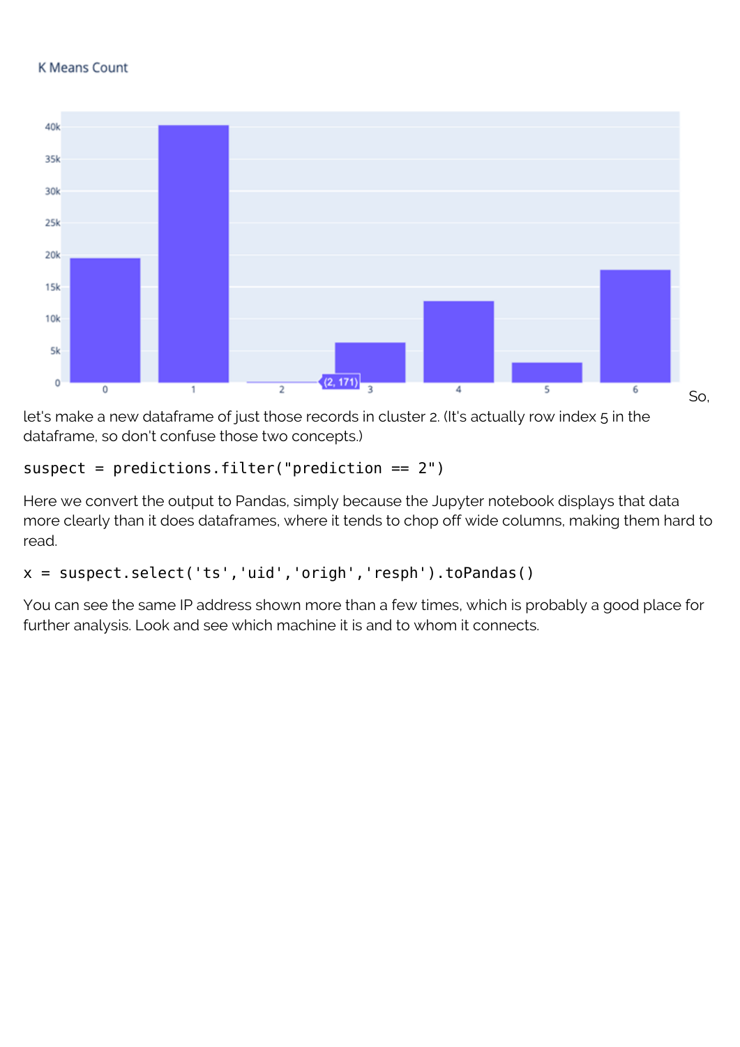So, let's make a new dataframe of just those records in cluster 2. (It's actually row index 5 in the dataframe, so don't confuse those two concepts.)

```
suspect = predictions.filter("prediction == 2")
```

Here we convert the output to Pandas, simply because the Jupyter notebook displays that data more clearly than it does dataframes, where it tends to chop off wide columns, making them hard to read.

```
x = suspect.select('ts','uid','origh','resph').toPandas()
```

You can see the same IP address shown more than a few times, which is probably a good place for further analysis. Look and see which machine it is and to whom it connects.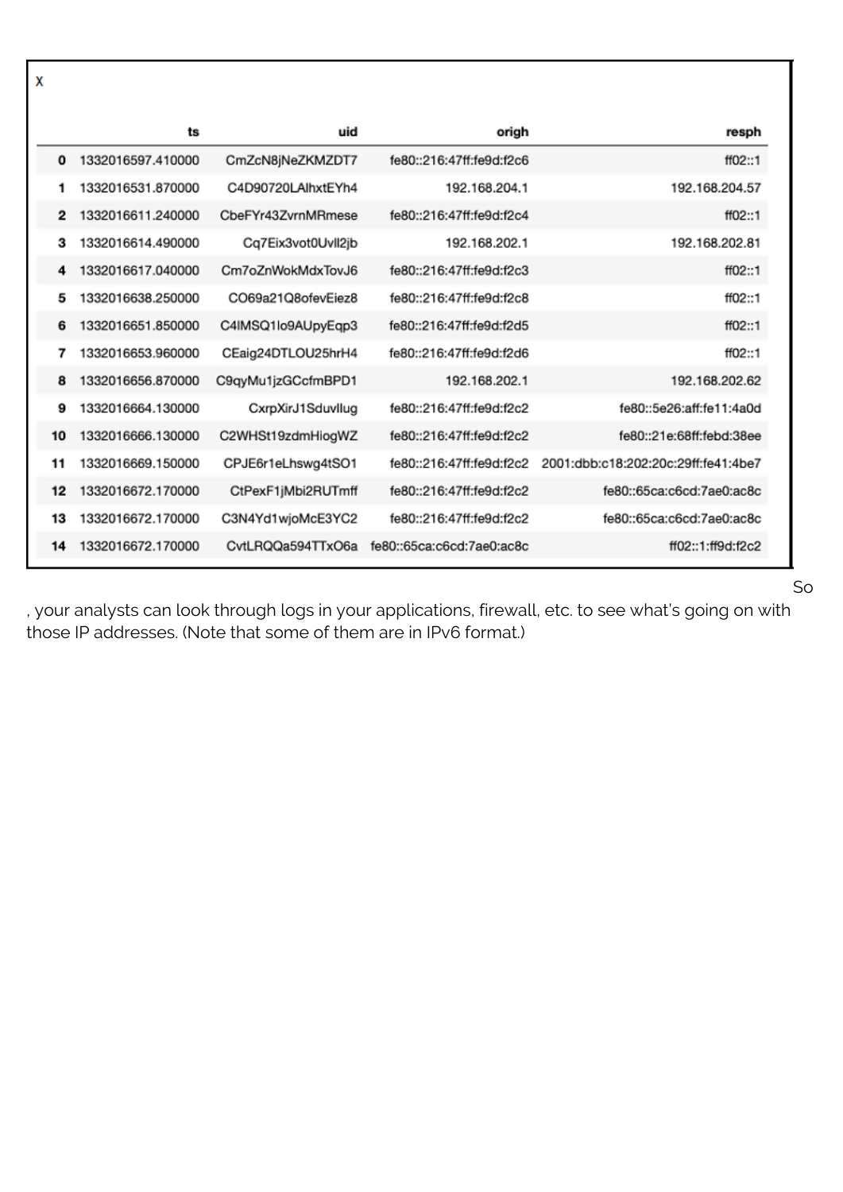X

| | ts | uid | origh | resph |
|---|---|---|---|---|
| 0 | 1332016597.410000 | CmZcN8jNeZKMZDT7 | fe80::216:47ff:fe9d:f2c6 | ff02::1 |
| 1 | 1332016531.870000 | C4D90720LAlhxtEYh4 | 192.168.204.1 | 192.168.204.57 |
| 2 | 1332016611.240000 | CbeFYr43ZvrnMRmese | fe80::216:47ff:fe9d:f2c4 | ff02::1 |
| 3 | 1332016614.490000 | Cq7Eix3vot0Uvll2jb | 192.168.202.1 | 192.168.202.81 |
| 4 | 1332016617.040000 | Cm7oZnWokMdxTovJ6 | fe80::216:47ff:fe9d:f2c3 | ff02::1 |
| 5 | 1332016638.250000 | CO69a21Q8ofevEiez8 | fe80::216:47ff:fe9d:f2c8 | ff02::1 |
| 6 | 1332016651.850000 | C4IMSQ1lo9AUpyEqp3 | fe80::216:47ff:fe9d:f2d5 | ff02::1 |
| 7 | 1332016653.960000 | CEaig24DTLOU25hrH4 | fe80::216:47ff:fe9d:f2d6 | ff02::1 |
| 8 | 1332016656.870000 | C9qyMu1jzGCcfmBPD1 | 192.168.202.1 | 192.168.202.62 |
| 9 | 1332016664.130000 | CxrpXirJ1Sduvllug | fe80::216:47ff:fe9d:f2c2 | fe80::5e26:aff:fe11:4a0d |
| 10 | 1332016666.130000 | C2WHSt19zdmHiogWZ | fe80::216:47ff:fe9d:f2c2 | fe80::21e:68ff:febd:38ee |
| 11 | 1332016669.150000 | CPJE6r1eLhswg4tSO1 | fe80::216:47ff:fe9d:f2c2 | 2001:dbb:c18:202:20c:29ff:fe41:4be7 |
| 12 | 1332016672.170000 | CtPexF1jMbi2RUTmff | fe80::216:47ff:fe9d:f2c2 | fe80::65ca:c6cd:7ae0:ac8c |
| 13 | 1332016672.170000 | C3N4Yd1wjoMcE3YC2 | fe80::216:47ff:fe9d:f2c2 | fe80::65ca:c6cd:7ae0:ac8c |
| 14 | 1332016672.170000 | CvtLRQQa594TTxO6a | fe80::65ca:c6cd:7ae0:ac8c | ff02::1:ff9d:f2c2 |

So, your analysts can look through logs in your applications, firewall, etc. to see what's going on with those IP addresses. (Note that some of them are in IPv6 format.)